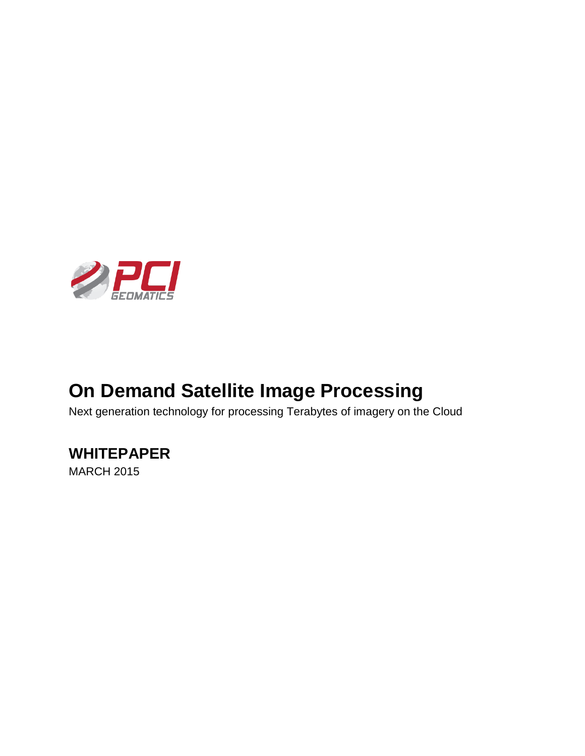PCI GEOMATICS

# On Demand Satellite Image Processing

Next generation technology for processing Terabytes of imagery on the Cloud

## WHITEPAPER

MARCH 2015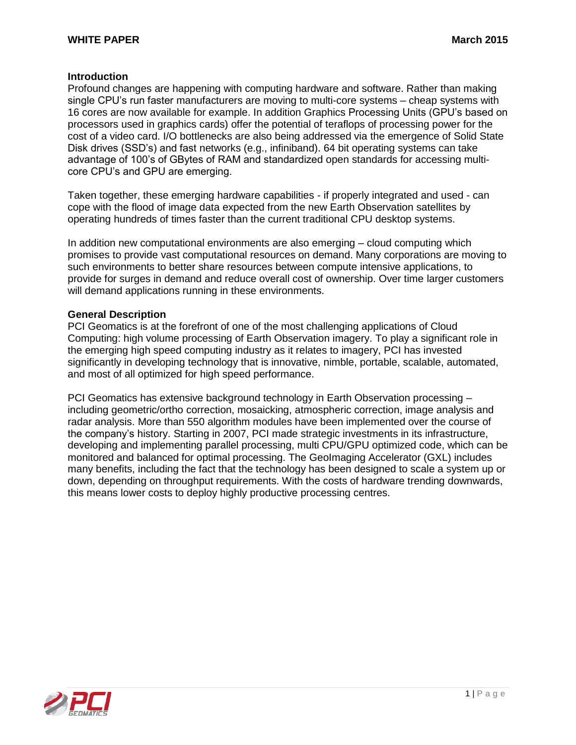## Introduction

Profound changes are happening with computing hardware and software. Rather than making single CPU's run faster manufacturers are moving to multi-core systems – cheap systems with 16 cores are now available for example. In addition Graphics Processing Units (GPU's based on processors used in graphics cards) offer the potential of teraflops of processing power for the cost of a video card. I/O bottlenecks are also being addressed via the emergence of Solid State Disk drives (SSD's) and fast networks (e.g., infiniband). 64 bit operating systems can take advantage of 100's of GBytes of RAM and standardized open standards for accessing multi-core CPU's and GPU are emerging.

Taken together, these emerging hardware capabilities - if properly integrated and used - can cope with the flood of image data expected from the new Earth Observation satellites by operating hundreds of times faster than the current traditional CPU desktop systems.

In addition new computational environments are also emerging – cloud computing which promises to provide vast computational resources on demand. Many corporations are moving to such environments to better share resources between compute intensive applications, to provide for surges in demand and reduce overall cost of ownership. Over time larger customers will demand applications running in these environments.

## General Description

PCI Geomatics is at the forefront of one of the most challenging applications of Cloud Computing: high volume processing of Earth Observation imagery. To play a significant role in the emerging high speed computing industry as it relates to imagery, PCI has invested significantly in developing technology that is innovative, nimble, portable, scalable, automated, and most of all optimized for high speed performance.

PCI Geomatics has extensive background technology in Earth Observation processing – including geometric/ortho correction, mosaicking, atmospheric correction, image analysis and radar analysis. More than 550 algorithm modules have been implemented over the course of the company's history. Starting in 2007, PCI made strategic investments in its infrastructure, developing and implementing parallel processing, multi CPU/GPU optimized code, which can be monitored and balanced for optimal processing. The GeoImaging Accelerator (GXL) includes many benefits, including the fact that the technology has been designed to scale a system up or down, depending on throughput requirements. With the costs of hardware trending downwards, this means lower costs to deploy highly productive processing centres.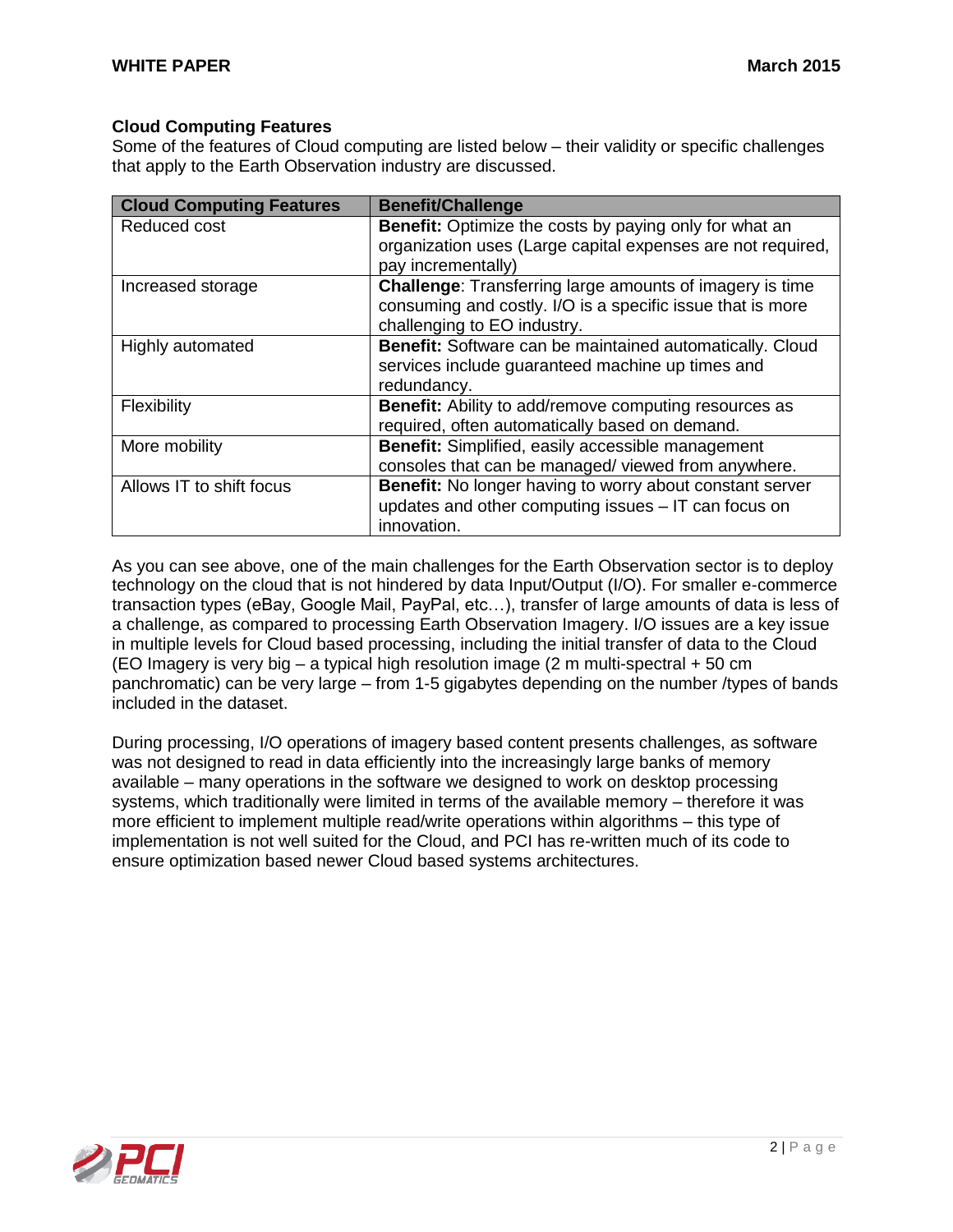## Cloud Computing Features

Some of the features of Cloud computing are listed below – their validity or specific challenges that apply to the Earth Observation industry are discussed.

| Cloud Computing Features | Benefit/Challenge |
|---|---|
| Reduced cost | **Benefit:** Optimize the costs by paying only for what an organization uses (Large capital expenses are not required, pay incrementally) |
| Increased storage | **Challenge**: Transferring large amounts of imagery is time consuming and costly. I/O is a specific issue that is more challenging to EO industry. |
| Highly automated | **Benefit:** Software can be maintained automatically. Cloud services include guaranteed machine up times and redundancy. |
| Flexibility | **Benefit:** Ability to add/remove computing resources as required, often automatically based on demand. |
| More mobility | **Benefit:** Simplified, easily accessible management consoles that can be managed/ viewed from anywhere. |
| Allows IT to shift focus | **Benefit:** No longer having to worry about constant server updates and other computing issues – IT can focus on innovation. |

As you can see above, one of the main challenges for the Earth Observation sector is to deploy technology on the cloud that is not hindered by data Input/Output (I/O). For smaller e-commerce transaction types (eBay, Google Mail, PayPal, etc…), transfer of large amounts of data is less of a challenge, as compared to processing Earth Observation Imagery. I/O issues are a key issue in multiple levels for Cloud based processing, including the initial transfer of data to the Cloud (EO Imagery is very big – a typical high resolution image (2 m multi-spectral + 50 cm panchromatic) can be very large – from 1-5 gigabytes depending on the number /types of bands included in the dataset.

During processing, I/O operations of imagery based content presents challenges, as software was not designed to read in data efficiently into the increasingly large banks of memory available – many operations in the software we designed to work on desktop processing systems, which traditionally were limited in terms of the available memory – therefore it was more efficient to implement multiple read/write operations within algorithms – this type of implementation is not well suited for the Cloud, and PCI has re-written much of its code to ensure optimization based newer Cloud based systems architectures.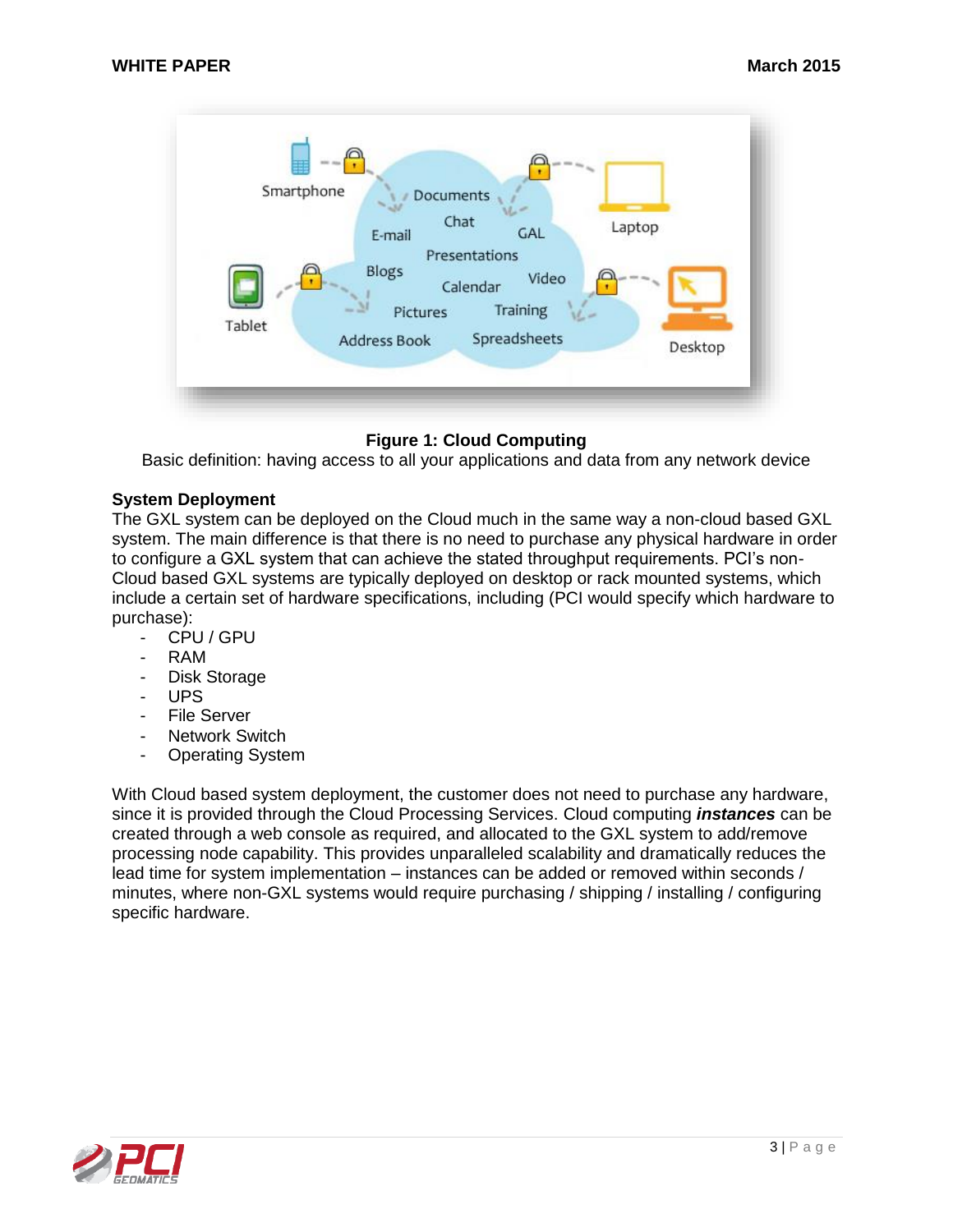**Figure 1: Cloud Computing**

Basic definition: having access to all your applications and data from any network device

**System Deployment**

The GXL system can be deployed on the Cloud much in the same way a non-cloud based GXL system. The main difference is that there is no need to purchase any physical hardware in order to configure a GXL system that can achieve the stated throughput requirements. PCI's non-Cloud based GXL systems are typically deployed on desktop or rack mounted systems, which include a certain set of hardware specifications, including (PCI would specify which hardware to purchase):

- CPU / GPU
- RAM
- Disk Storage
- UPS
- File Server
- Network Switch
- Operating System

With Cloud based system deployment, the customer does not need to purchase any hardware, since it is provided through the Cloud Processing Services. Cloud computing ***instances*** can be created through a web console as required, and allocated to the GXL system to add/remove processing node capability. This provides unparalleled scalability and dramatically reduces the lead time for system implementation – instances can be added or removed within seconds / minutes, where non-GXL systems would require purchasing / shipping / installing / configuring specific hardware.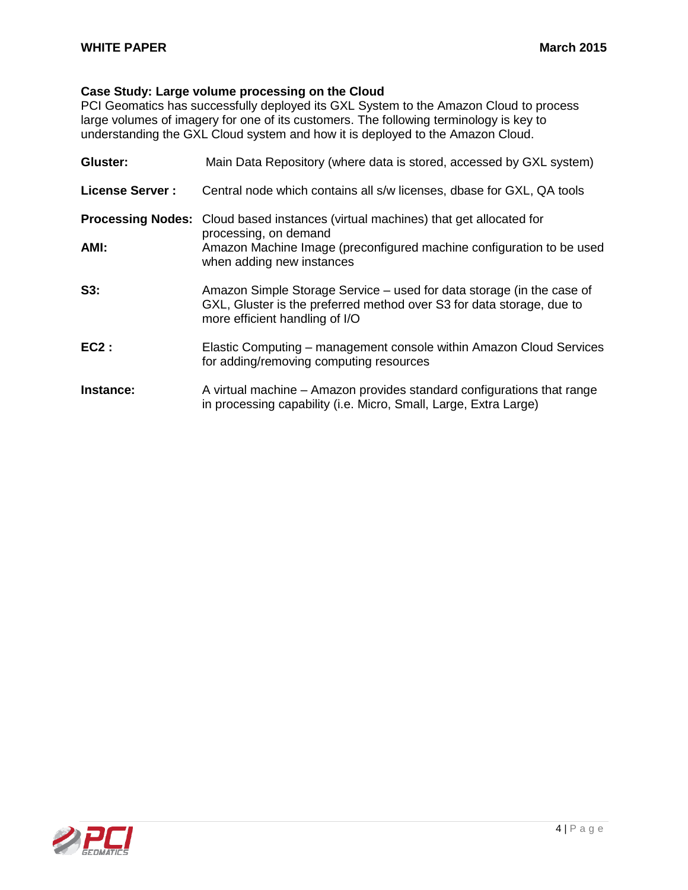### Case Study: Large volume processing on the Cloud

PCI Geomatics has successfully deployed its GXL System to the Amazon Cloud to process large volumes of imagery for one of its customers. The following terminology is key to understanding the GXL Cloud system and how it is deployed to the Amazon Cloud.

**Gluster:** Main Data Repository (where data is stored, accessed by GXL system)

**License Server :** Central node which contains all s/w licenses, dbase for GXL, QA tools

**Processing Nodes:** Cloud based instances (virtual machines) that get allocated for processing, on demand

**AMI:** Amazon Machine Image (preconfigured machine configuration to be used when adding new instances

**S3:** Amazon Simple Storage Service – used for data storage (in the case of GXL, Gluster is the preferred method over S3 for data storage, due to more efficient handling of I/O

**EC2 :** Elastic Computing – management console within Amazon Cloud Services for adding/removing computing resources

**Instance:** A virtual machine – Amazon provides standard configurations that range in processing capability (i.e. Micro, Small, Large, Extra Large)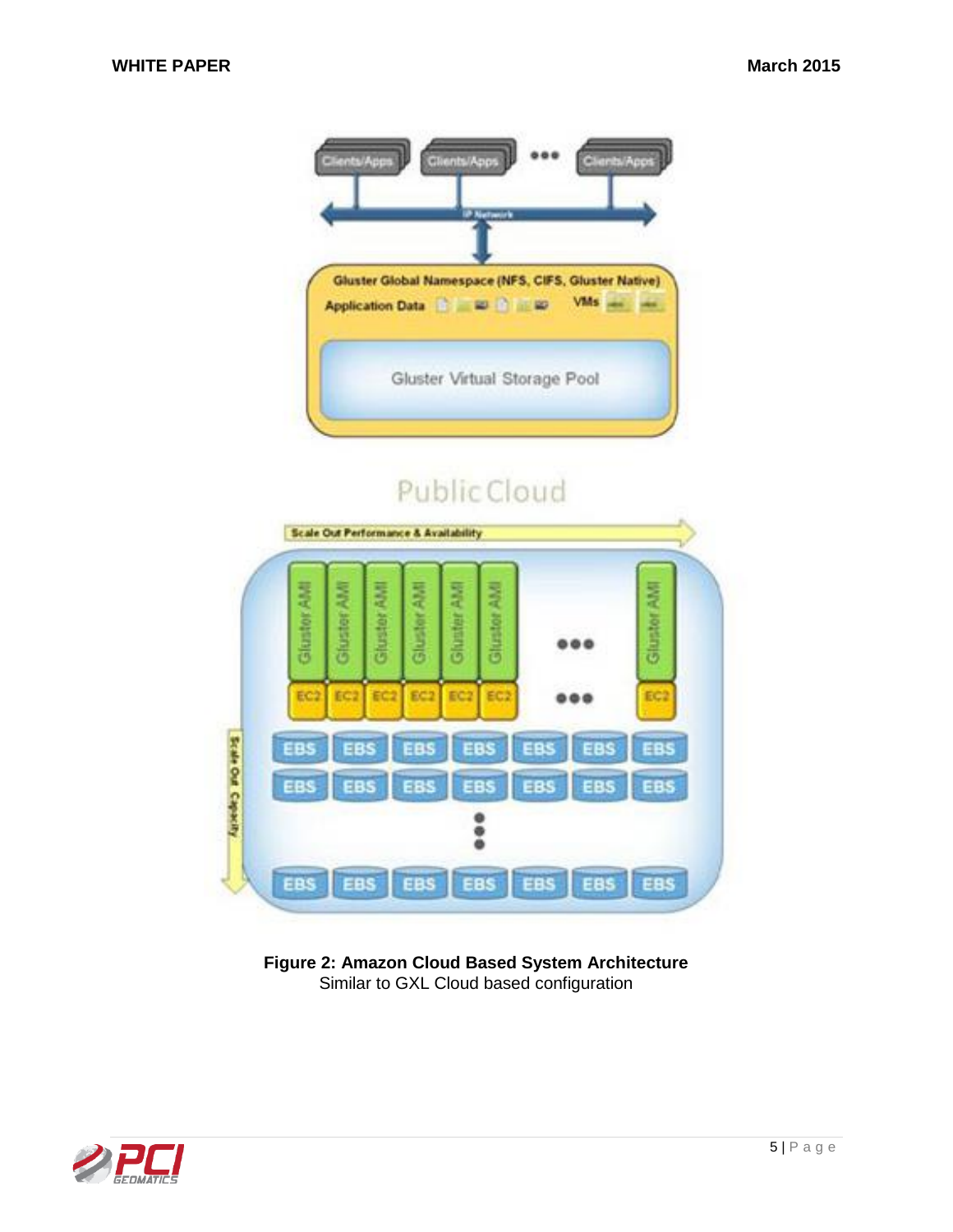**Figure 2: Amazon Cloud Based System Architecture**
Similar to GXL Cloud based configuration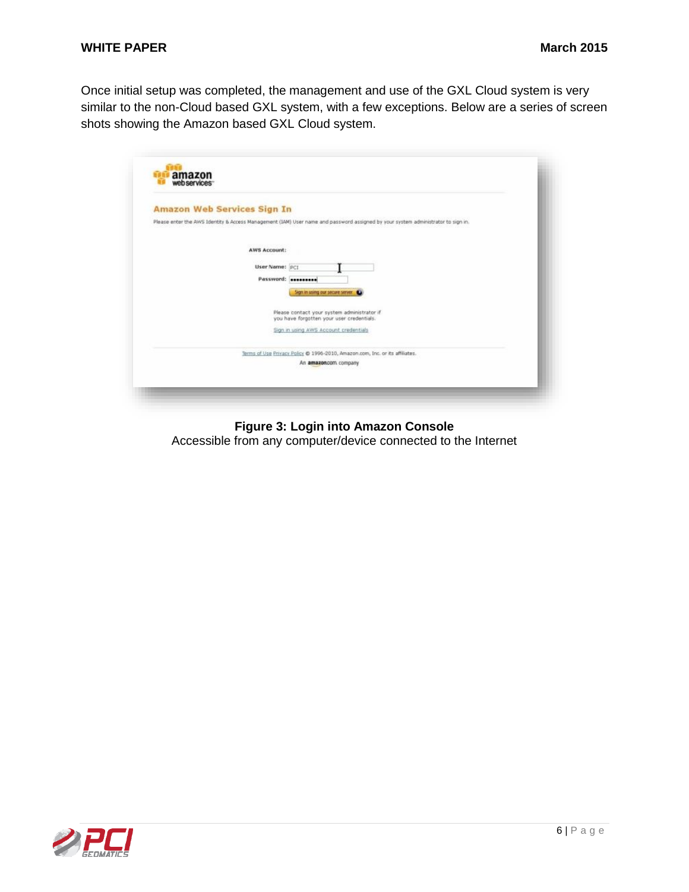Once initial setup was completed, the management and use of the GXL Cloud system is very similar to the non-Cloud based GXL system, with a few exceptions. Below are a series of screen shots showing the Amazon based GXL Cloud system.

**Figure 3: Login into Amazon Console**
Accessible from any computer/device connected to the Internet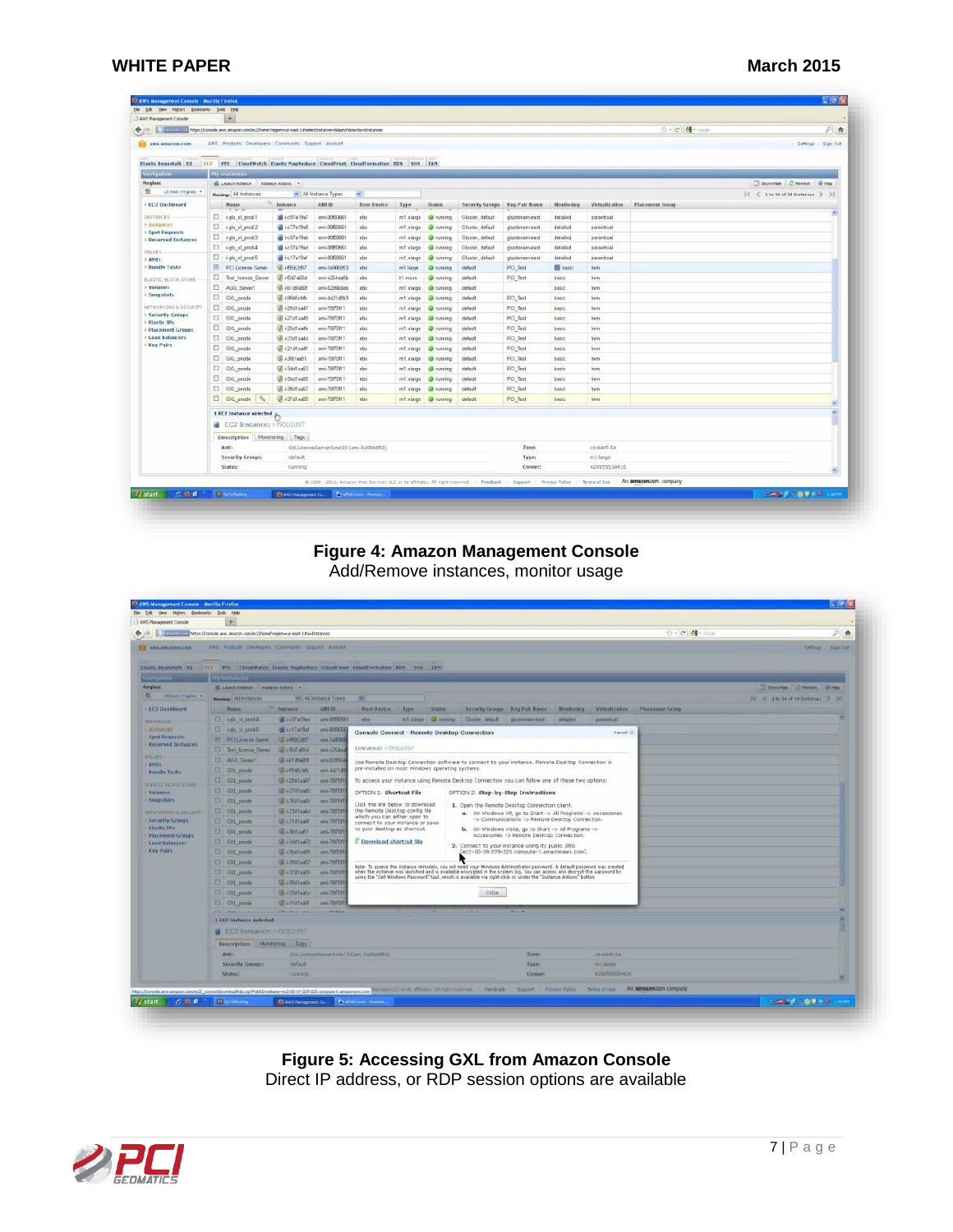**Figure 4: Amazon Management Console**
Add/Remove instances, monitor usage

**Figure 5: Accessing GXL from Amazon Console**
Direct IP address, or RDP session options are available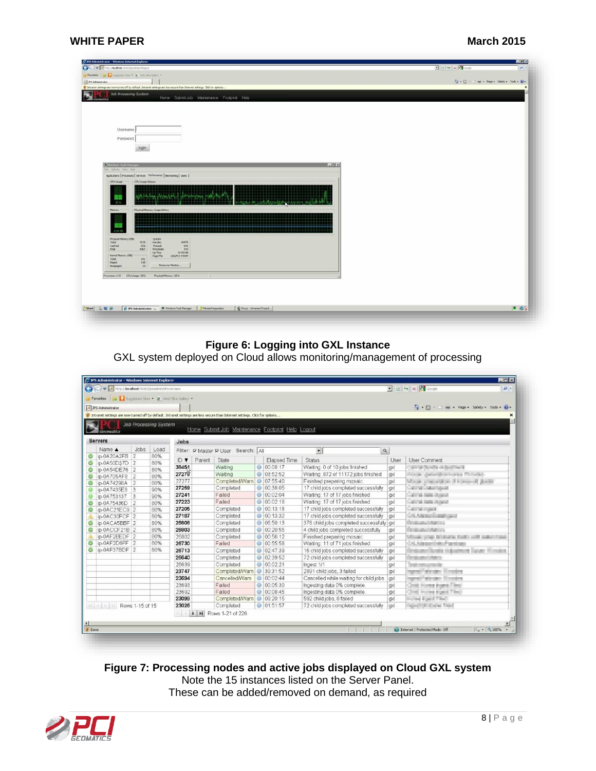**Figure 6: Logging into GXL Instance**

GXL system deployed on Cloud allows monitoring/management of processing

**Figure 7: Processing nodes and active jobs displayed on Cloud GXL system**

Note the 15 instances listed on the Server Panel.

These can be added/removed on demand, as required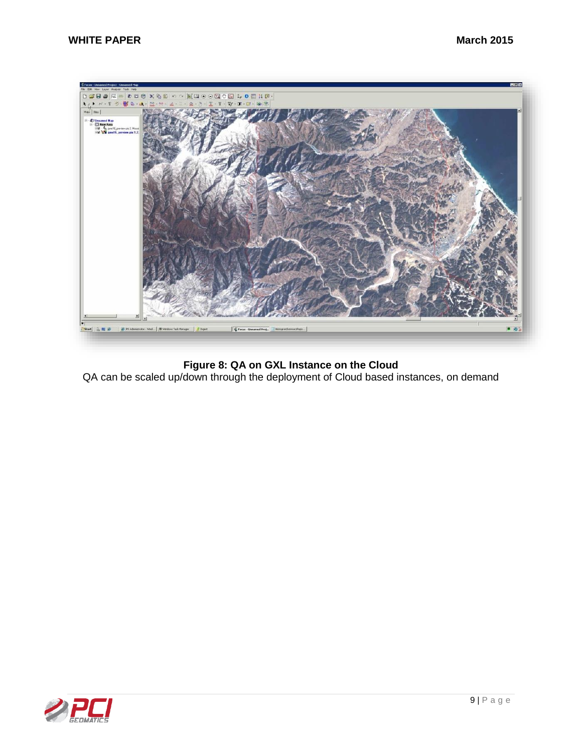**Figure 8: QA on GXL Instance on the Cloud**

QA can be scaled up/down through the deployment of Cloud based instances, on demand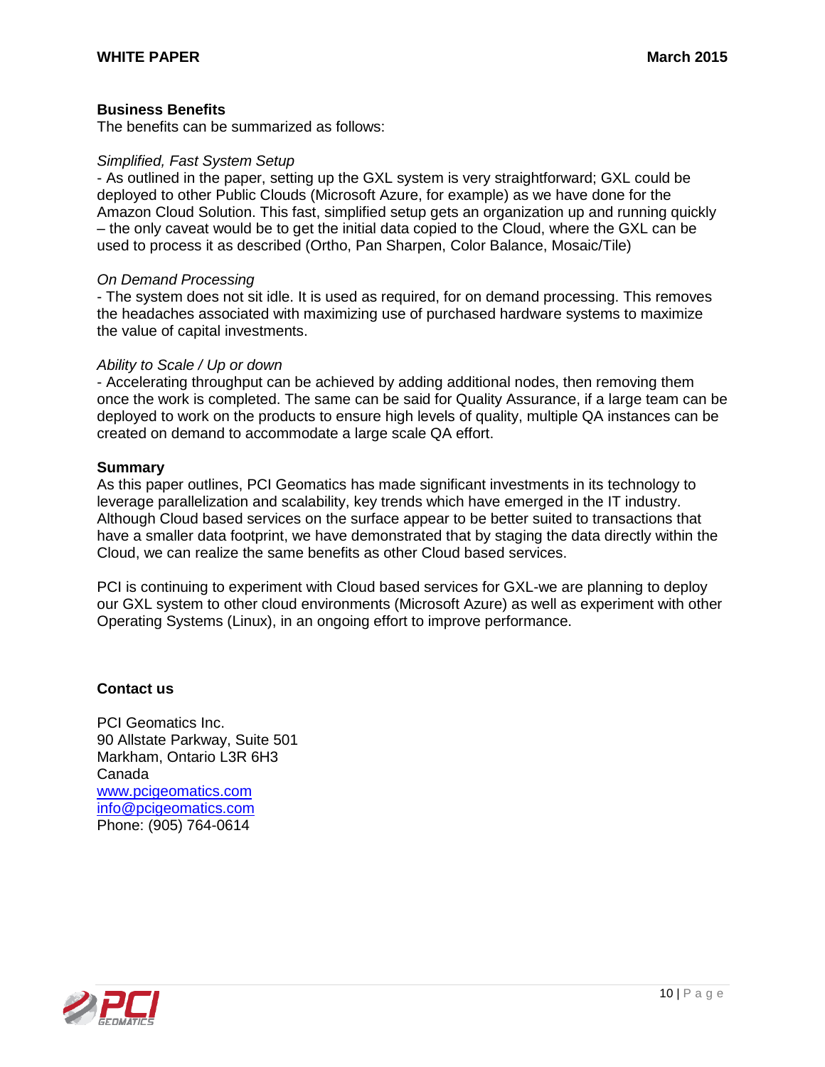## Business Benefits

The benefits can be summarized as follows:

*Simplified, Fast System Setup*

- As outlined in the paper, setting up the GXL system is very straightforward; GXL could be deployed to other Public Clouds (Microsoft Azure, for example) as we have done for the Amazon Cloud Solution. This fast, simplified setup gets an organization up and running quickly – the only caveat would be to get the initial data copied to the Cloud, where the GXL can be used to process it as described (Ortho, Pan Sharpen, Color Balance, Mosaic/Tile)

*On Demand Processing*

- The system does not sit idle. It is used as required, for on demand processing. This removes the headaches associated with maximizing use of purchased hardware systems to maximize the value of capital investments.

*Ability to Scale / Up or down*

- Accelerating throughput can be achieved by adding additional nodes, then removing them once the work is completed. The same can be said for Quality Assurance, if a large team can be deployed to work on the products to ensure high levels of quality, multiple QA instances can be created on demand to accommodate a large scale QA effort.

## Summary

As this paper outlines, PCI Geomatics has made significant investments in its technology to leverage parallelization and scalability, key trends which have emerged in the IT industry. Although Cloud based services on the surface appear to be better suited to transactions that have a smaller data footprint, we have demonstrated that by staging the data directly within the Cloud, we can realize the same benefits as other Cloud based services.

PCI is continuing to experiment with Cloud based services for GXL-we are planning to deploy our GXL system to other cloud environments (Microsoft Azure) as well as experiment with other Operating Systems (Linux), in an ongoing effort to improve performance.

## Contact us

PCI Geomatics Inc.
90 Allstate Parkway, Suite 501
Markham, Ontario L3R 6H3
Canada
www.pcigeomatics.com
info@pcigeomatics.com
Phone: (905) 764-0614